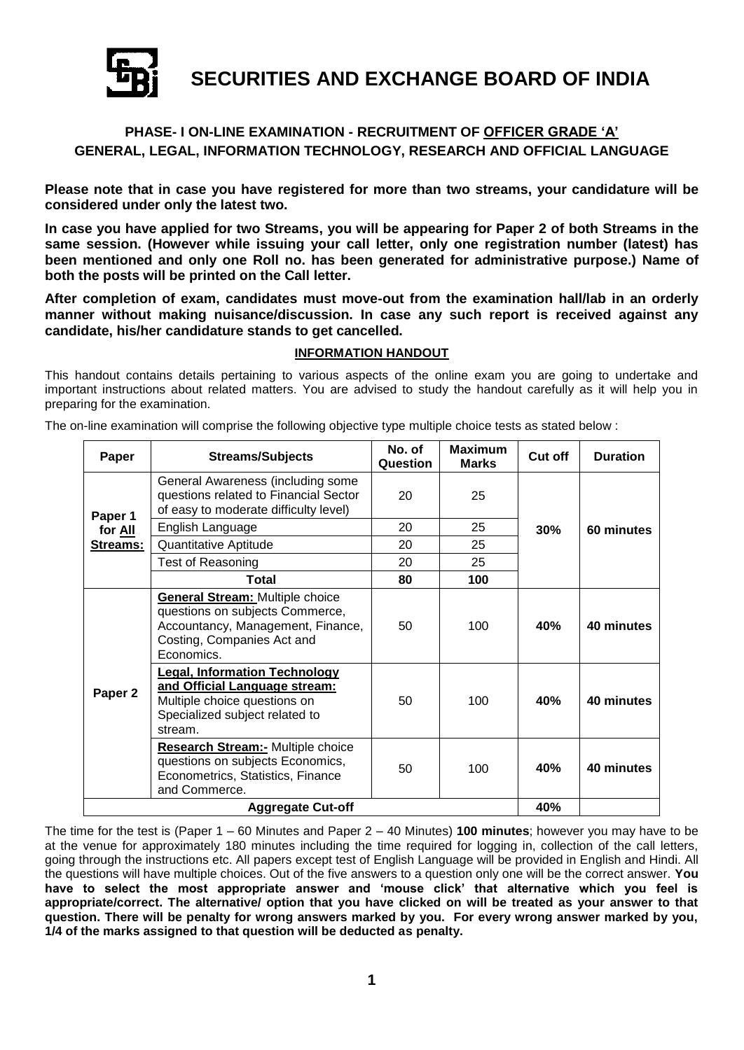# SECURITIES AND EXCHANGE BOARD OF INDIA

## PHASE- I ON-LINE EXAMINATION - RECRUITMENT OF OFFICER GRADE 'A'
## GENERAL, LEGAL, INFORMATION TECHNOLOGY, RESEARCH AND OFFICIAL LANGUAGE

**Please note that in case you have registered for more than two streams, your candidature will be considered under only the latest two.**

**In case you have applied for two Streams, you will be appearing for Paper 2 of both Streams in the same session. (However while issuing your call letter, only one registration number (latest) has been mentioned and only one Roll no. has been generated for administrative purpose.) Name of both the posts will be printed on the Call letter.**

**After completion of exam, candidates must move-out from the examination hall/lab in an orderly manner without making nuisance/discussion. In case any such report is received against any candidate, his/her candidature stands to get cancelled.**

### INFORMATION HANDOUT

This handout contains details pertaining to various aspects of the online exam you are going to undertake and important instructions about related matters. You are advised to study the handout carefully as it will help you in preparing for the examination.

The on-line examination will comprise the following objective type multiple choice tests as stated below :

| Paper | Streams/Subjects | No. of Question | Maximum Marks | Cut off | Duration |
|---|---|---|---|---|---|
| **Paper 1 for All Streams:** | General Awareness (including some questions related to Financial Sector of easy to moderate difficulty level) | 20 | 25 | **30%** | **60 minutes** |
| | English Language | 20 | 25 | | |
| | Quantitative Aptitude | 20 | 25 | | |
| | Test of Reasoning | 20 | 25 | | |
| | **Total** | **80** | **100** | | |
| **Paper 2** | **General Stream:** Multiple choice questions on subjects Commerce, Accountancy, Management, Finance, Costing, Companies Act and Economics. | 50 | 100 | **40%** | **40 minutes** |
| | **Legal, Information Technology and Official Language stream:** Multiple choice questions on Specialized subject related to stream. | 50 | 100 | **40%** | **40 minutes** |
| | **Research Stream:-** Multiple choice questions on subjects Economics, Econometrics, Statistics, Finance and Commerce. | 50 | 100 | **40%** | **40 minutes** |
| **Aggregate Cut-off** | | | | **40%** | |

The time for the test is (Paper 1 – 60 Minutes and Paper 2 – 40 Minutes) **100 minutes**; however you may have to be at the venue for approximately 180 minutes including the time required for logging in, collection of the call letters, going through the instructions etc. All papers except test of English Language will be provided in English and Hindi. All the questions will have multiple choices. Out of the five answers to a question only one will be the correct answer. **You have to select the most appropriate answer and 'mouse click' that alternative which you feel is appropriate/correct. The alternative/ option that you have clicked on will be treated as your answer to that question. There will be penalty for wrong answers marked by you. For every wrong answer marked by you, 1/4 of the marks assigned to that question will be deducted as penalty.**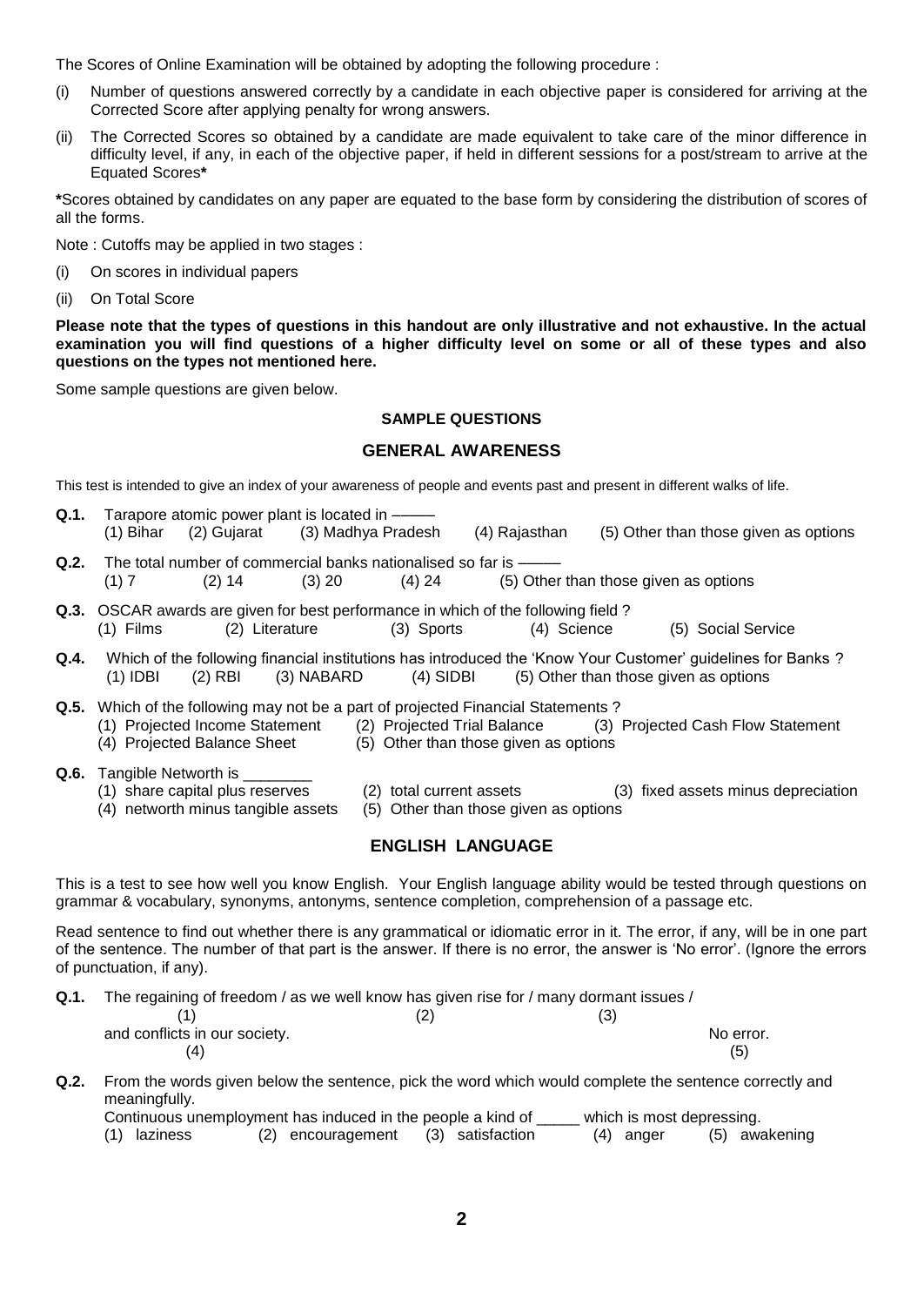The Scores of Online Examination will be obtained by adopting the following procedure :

(i) Number of questions answered correctly by a candidate in each objective paper is considered for arriving at the Corrected Score after applying penalty for wrong answers.

(ii) The Corrected Scores so obtained by a candidate are made equivalent to take care of the minor difference in difficulty level, if any, in each of the objective paper, if held in different sessions for a post/stream to arrive at the Equated Scores**\***

**\***Scores obtained by candidates on any paper are equated to the base form by considering the distribution of scores of all the forms.

Note : Cutoffs may be applied in two stages :

(i) On scores in individual papers

(ii) On Total Score

**Please note that the types of questions in this handout are only illustrative and not exhaustive. In the actual examination you will find questions of a higher difficulty level on some or all of these types and also questions on the types not mentioned here.**

Some sample questions are given below.

## SAMPLE QUESTIONS

## GENERAL AWARENESS

This test is intended to give an index of your awareness of people and events past and present in different walks of life.

**Q.1.** Tarapore atomic power plant is located in ——
(1) Bihar (2) Gujarat (3) Madhya Pradesh (4) Rajasthan (5) Other than those given as options

**Q.2.** The total number of commercial banks nationalised so far is ——
(1) 7 (2) 14 (3) 20 (4) 24 (5) Other than those given as options

**Q.3.** OSCAR awards are given for best performance in which of the following field ?
(1) Films (2) Literature (3) Sports (4) Science (5) Social Service

**Q.4.** Which of the following financial institutions has introduced the 'Know Your Customer' guidelines for Banks ?
(1) IDBI (2) RBI (3) NABARD (4) SIDBI (5) Other than those given as options

**Q.5.** Which of the following may not be a part of projected Financial Statements ?
(1) Projected Income Statement (2) Projected Trial Balance (3) Projected Cash Flow Statement
(4) Projected Balance Sheet (5) Other than those given as options

**Q.6.** Tangible Networth is ________
(1) share capital plus reserves (2) total current assets (3) fixed assets minus depreciation
(4) networth minus tangible assets (5) Other than those given as options

## ENGLISH LANGUAGE

This is a test to see how well you know English. Your English language ability would be tested through questions on grammar & vocabulary, synonyms, antonyms, sentence completion, comprehension of a passage etc.

Read sentence to find out whether there is any grammatical or idiomatic error in it. The error, if any, will be in one part of the sentence. The number of that part is the answer. If there is no error, the answer is 'No error'. (Ignore the errors of punctuation, if any).

**Q.1.** The regaining of freedom (1) / as we well know has given rise for (2) / many dormant issues (3) / and conflicts in our society. (4) No error. (5)

**Q.2.** From the words given below the sentence, pick the word which would complete the sentence correctly and meaningfully.
Continuous unemployment has induced in the people a kind of _____ which is most depressing.
(1) laziness (2) encouragement (3) satisfaction (4) anger (5) awakening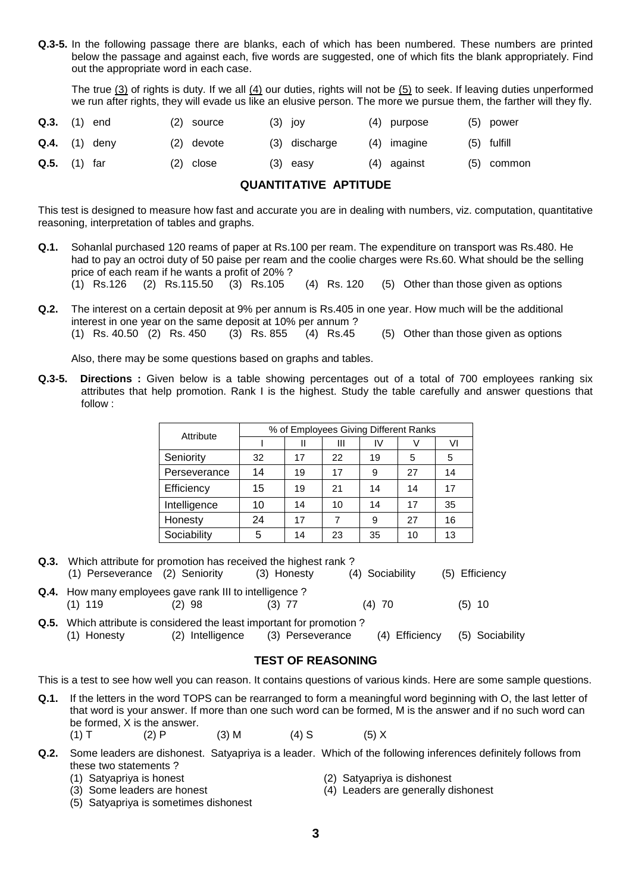**Q.3-5.** In the following passage there are blanks, each of which has been numbered. These numbers are printed below the passage and against each, five words are suggested, one of which fits the blank appropriately. Find out the appropriate word in each case.

The true (3) of rights is duty. If we all (4) our duties, rights will not be (5) to seek. If leaving duties unperformed we run after rights, they will evade us like an elusive person. The more we pursue them, the farther will they fly.

**Q.3.** (1) end (2) source (3) joy (4) purpose (5) power

**Q.4.** (1) deny (2) devote (3) discharge (4) imagine (5) fulfill

**Q.5.** (1) far (2) close (3) easy (4) against (5) common

## QUANTITATIVE APTITUDE

This test is designed to measure how fast and accurate you are in dealing with numbers, viz. computation, quantitative reasoning, interpretation of tables and graphs.

**Q.1.** Sohanlal purchased 120 reams of paper at Rs.100 per ream. The expenditure on transport was Rs.480. He had to pay an octroi duty of 50 paise per ream and the coolie charges were Rs.60. What should be the selling price of each ream if he wants a profit of 20% ?
(1) Rs.126 (2) Rs.115.50 (3) Rs.105 (4) Rs. 120 (5) Other than those given as options

**Q.2.** The interest on a certain deposit at 9% per annum is Rs.405 in one year. How much will be the additional interest in one year on the same deposit at 10% per annum ?
(1) Rs. 40.50 (2) Rs. 450 (3) Rs. 855 (4) Rs.45 (5) Other than those given as options

Also, there may be some questions based on graphs and tables.

**Q.3-5. Directions :** Given below is a table showing percentages out of a total of 700 employees ranking six attributes that help promotion. Rank I is the highest. Study the table carefully and answer questions that follow :

| Attribute | % of Employees Giving Different Ranks | | | | | |
|---|---|---|---|---|---|---|
| | I | II | III | IV | V | VI |
| Seniority | 32 | 17 | 22 | 19 | 5 | 5 |
| Perseverance | 14 | 19 | 17 | 9 | 27 | 14 |
| Efficiency | 15 | 19 | 21 | 14 | 14 | 17 |
| Intelligence | 10 | 14 | 10 | 14 | 17 | 35 |
| Honesty | 24 | 17 | 7 | 9 | 27 | 16 |
| Sociability | 5 | 14 | 23 | 35 | 10 | 13 |

**Q.3.** Which attribute for promotion has received the highest rank ?
(1) Perseverance (2) Seniority (3) Honesty (4) Sociability (5) Efficiency

**Q.4.** How many employees gave rank III to intelligence ?
(1) 119 (2) 98 (3) 77 (4) 70 (5) 10

**Q.5.** Which attribute is considered the least important for promotion ?
(1) Honesty (2) Intelligence (3) Perseverance (4) Efficiency (5) Sociability

## TEST OF REASONING

This is a test to see how well you can reason. It contains questions of various kinds. Here are some sample questions.

**Q.1.** If the letters in the word TOPS can be rearranged to form a meaningful word beginning with O, the last letter of that word is your answer. If more than one such word can be formed, M is the answer and if no such word can be formed, X is the answer.
(1) T (2) P (3) M (4) S (5) X

**Q.2.** Some leaders are dishonest. Satyapriya is a leader. Which of the following inferences definitely follows from these two statements ?
(1) Satyapriya is honest
(2) Satyapriya is dishonest
(3) Some leaders are honest
(4) Leaders are generally dishonest
(5) Satyapriya is sometimes dishonest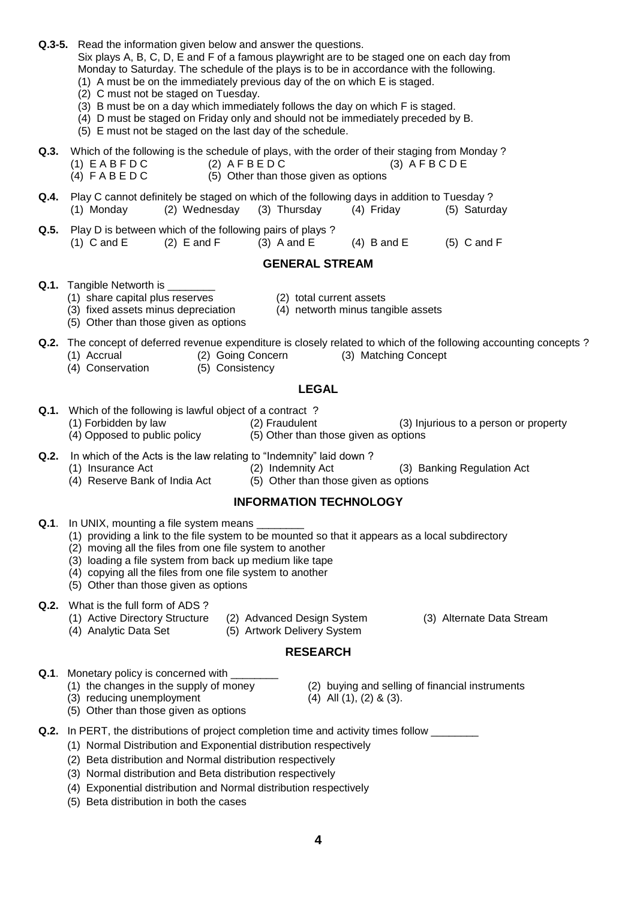**Q.3-5.** Read the information given below and answer the questions.

Six plays A, B, C, D, E and F of a famous playwright are to be staged one on each day from Monday to Saturday. The schedule of the plays is to be in accordance with the following.

(1) A must be on the immediately previous day of the on which E is staged.
(2) C must not be staged on Tuesday.
(3) B must be on a day which immediately follows the day on which F is staged.
(4) D must be staged on Friday only and should not be immediately preceded by B.
(5) E must not be staged on the last day of the schedule.

**Q.3.** Which of the following is the schedule of plays, with the order of their staging from Monday ?
(1) E A B F D C (2) A F B E D C (3) A F B C D E
(4) F A B E D C (5) Other than those given as options

**Q.4.** Play C cannot definitely be staged on which of the following days in addition to Tuesday ?
(1) Monday (2) Wednesday (3) Thursday (4) Friday (5) Saturday

**Q.5.** Play D is between which of the following pairs of plays ?
(1) C and E (2) E and F (3) A and E (4) B and E (5) C and F

## GENERAL STREAM

**Q.1.** Tangible Networth is ________
(1) share capital plus reserves (2) total current assets
(3) fixed assets minus depreciation (4) networth minus tangible assets
(5) Other than those given as options

**Q.2.** The concept of deferred revenue expenditure is closely related to which of the following accounting concepts ?
(1) Accrual (2) Going Concern (3) Matching Concept
(4) Conservation (5) Consistency

## LEGAL

**Q.1.** Which of the following is lawful object of a contract ?
(1) Forbidden by law (2) Fraudulent (3) Injurious to a person or property
(4) Opposed to public policy (5) Other than those given as options

**Q.2.** In which of the Acts is the law relating to "Indemnity" laid down ?
(1) Insurance Act (2) Indemnity Act (3) Banking Regulation Act
(4) Reserve Bank of India Act (5) Other than those given as options

## INFORMATION TECHNOLOGY

**Q.1**. In UNIX, mounting a file system means ________
(1) providing a link to the file system to be mounted so that it appears as a local subdirectory
(2) moving all the files from one file system to another
(3) loading a file system from back up medium like tape
(4) copying all the files from one file system to another
(5) Other than those given as options

**Q.2.** What is the full form of ADS ?
(1) Active Directory Structure (2) Advanced Design System (3) Alternate Data Stream
(4) Analytic Data Set (5) Artwork Delivery System

## RESEARCH

**Q.1**. Monetary policy is concerned with ________
(1) the changes in the supply of money (2) buying and selling of financial instruments
(3) reducing unemployment (4) All (1), (2) & (3).
(5) Other than those given as options

**Q.2.** In PERT, the distributions of project completion time and activity times follow ________
(1) Normal Distribution and Exponential distribution respectively
(2) Beta distribution and Normal distribution respectively
(3) Normal distribution and Beta distribution respectively
(4) Exponential distribution and Normal distribution respectively
(5) Beta distribution in both the cases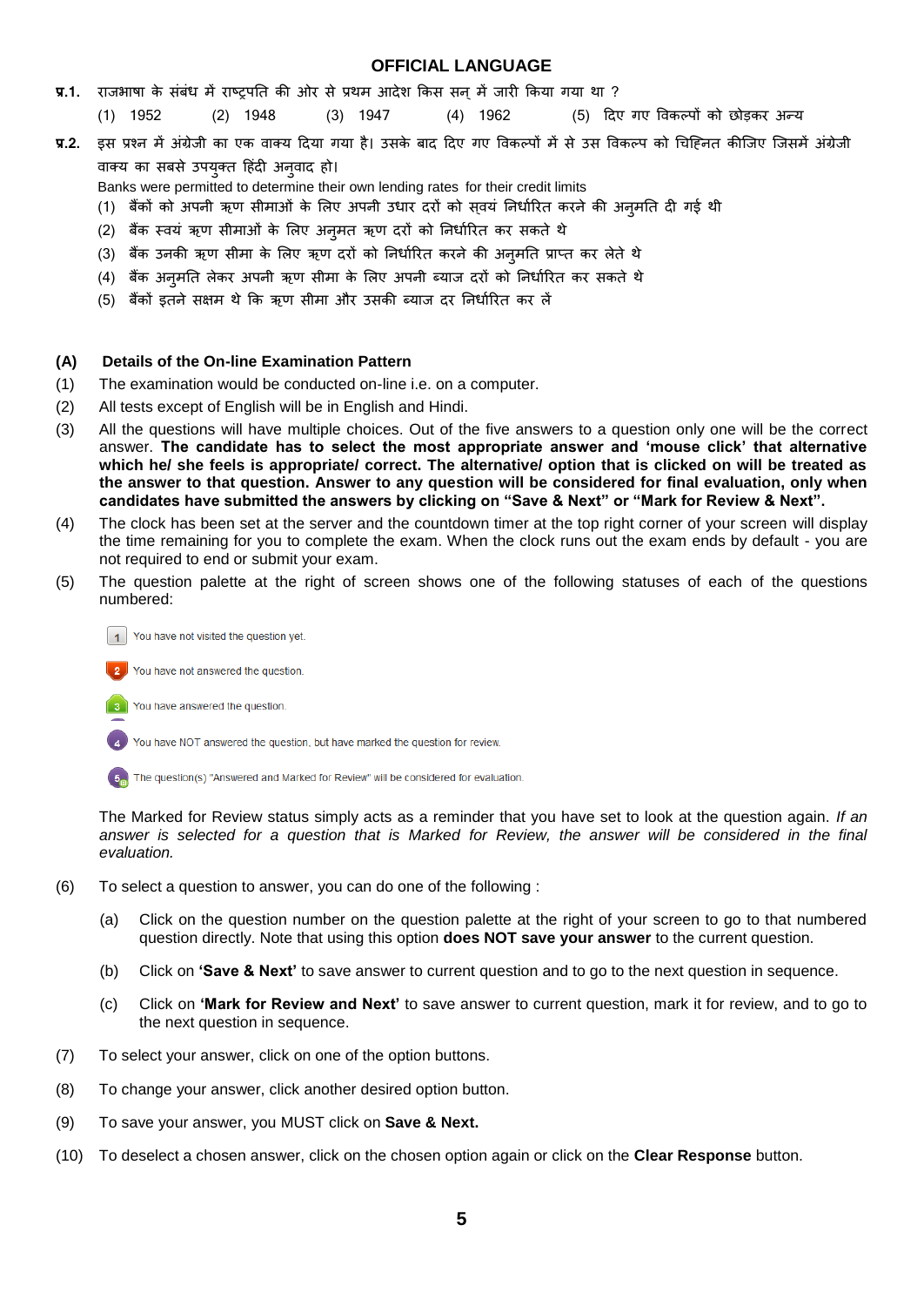## OFFICIAL LANGUAGE

**प्र.1.** राजभाषा के संबंध में राष्ट्रपति की ओर से प्रथम आदेश किस सन् में जारी किया गया था ?

(1) 1952 (2) 1948 (3) 1947 (4) 1962 (5) दिए गए विकल्पों को छोड़कर अन्य

**प्र.2.** इस प्रश्न में अंग्रेजी का एक वाक्य दिया गया है। उसके बाद दिए गए विकल्पों में से उस विकल्प को चिह्नित कीजिए जिसमें अंग्रेजी वाक्य का सबसे उपयुक्त हिंदी अनुवाद हो।

Banks were permitted to determine their own lending rates for their credit limits

(1) बैंकों को अपनी ऋण सीमाओं के लिए अपनी उधार दरों को स्वयं निर्धारित करने की अनुमति दी गई थी
(2) बैंक स्वयं ऋण सीमाओं के लिए अनुमत ऋण दरों को निर्धारित कर सकते थे
(3) बैंक उनकी ऋण सीमा के लिए ऋण दरों को निर्धारित करने की अनुमति प्राप्त कर लेते थे
(4) बैंक अनुमति लेकर अपनी ऋण सीमा के लिए अपनी ब्याज दरों को निर्धारित कर सकते थे
(5) बैंकों इतने सक्षम थे कि ऋण सीमा और उसकी ब्याज दर निर्धारित कर लें

### (A) Details of the On-line Examination Pattern

(1) The examination would be conducted on-line i.e. on a computer.

(2) All tests except of English will be in English and Hindi.

(3) All the questions will have multiple choices. Out of the five answers to a question only one will be the correct answer. **The candidate has to select the most appropriate answer and 'mouse click' that alternative which he/ she feels is appropriate/ correct. The alternative/ option that is clicked on will be treated as the answer to that question. Answer to any question will be considered for final evaluation, only when candidates have submitted the answers by clicking on "Save & Next" or "Mark for Review & Next".**

(4) The clock has been set at the server and the countdown timer at the top right corner of your screen will display the time remaining for you to complete the exam. When the clock runs out the exam ends by default - you are not required to end or submit your exam.

(5) The question palette at the right of screen shows one of the following statuses of each of the questions numbered:

1 You have not visited the question yet.

2 You have not answered the question.

3 You have answered the question.

4 You have NOT answered the question, but have marked the question for review.

5 The question(s) "Answered and Marked for Review" will be considered for evaluation.

The Marked for Review status simply acts as a reminder that you have set to look at the question again. *If an answer is selected for a question that is Marked for Review, the answer will be considered in the final evaluation.*

(6) To select a question to answer, you can do one of the following :

(a) Click on the question number on the question palette at the right of your screen to go to that numbered question directly. Note that using this option **does NOT save your answer** to the current question.

(b) Click on **'Save & Next'** to save answer to current question and to go to the next question in sequence.

(c) Click on **'Mark for Review and Next'** to save answer to current question, mark it for review, and to go to the next question in sequence.

(7) To select your answer, click on one of the option buttons.

(8) To change your answer, click another desired option button.

(9) To save your answer, you MUST click on **Save & Next.**

(10) To deselect a chosen answer, click on the chosen option again or click on the **Clear Response** button.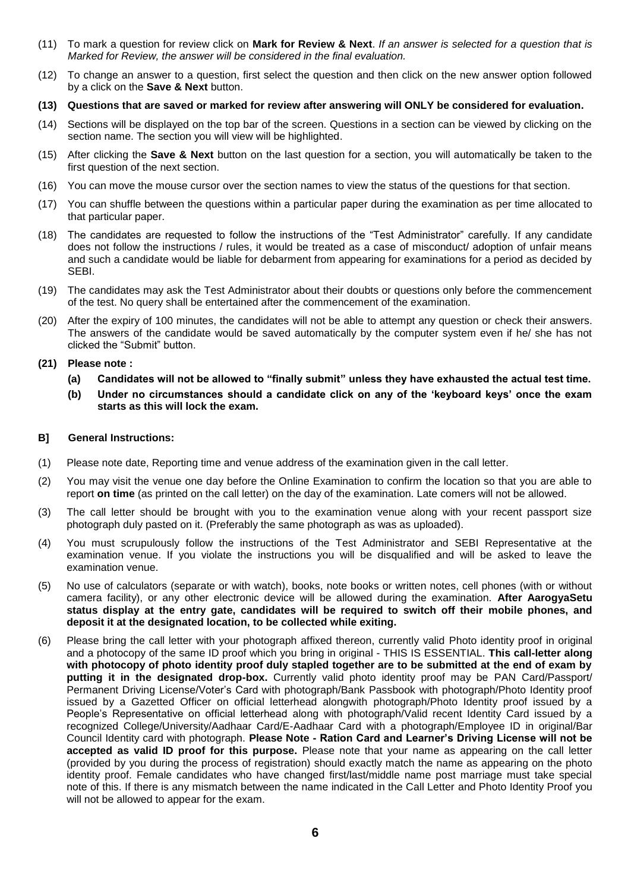(11) To mark a question for review click on **Mark for Review & Next**. *If an answer is selected for a question that is Marked for Review, the answer will be considered in the final evaluation.*

(12) To change an answer to a question, first select the question and then click on the new answer option followed by a click on the **Save & Next** button.

**(13) Questions that are saved or marked for review after answering will ONLY be considered for evaluation.**

(14) Sections will be displayed on the top bar of the screen. Questions in a section can be viewed by clicking on the section name. The section you will view will be highlighted.

(15) After clicking the **Save & Next** button on the last question for a section, you will automatically be taken to the first question of the next section.

(16) You can move the mouse cursor over the section names to view the status of the questions for that section.

(17) You can shuffle between the questions within a particular paper during the examination as per time allocated to that particular paper.

(18) The candidates are requested to follow the instructions of the "Test Administrator" carefully. If any candidate does not follow the instructions / rules, it would be treated as a case of misconduct/ adoption of unfair means and such a candidate would be liable for debarment from appearing for examinations for a period as decided by SEBI.

(19) The candidates may ask the Test Administrator about their doubts or questions only before the commencement of the test. No query shall be entertained after the commencement of the examination.

(20) After the expiry of 100 minutes, the candidates will not be able to attempt any question or check their answers. The answers of the candidate would be saved automatically by the computer system even if he/ she has not clicked the "Submit" button.

**(21) Please note :**

- **(a) Candidates will not be allowed to "finally submit" unless they have exhausted the actual test time.**
- **(b) Under no circumstances should a candidate click on any of the 'keyboard keys' once the exam starts as this will lock the exam.**

**B] General Instructions:**

(1) Please note date, Reporting time and venue address of the examination given in the call letter.

(2) You may visit the venue one day before the Online Examination to confirm the location so that you are able to report **on time** (as printed on the call letter) on the day of the examination. Late comers will not be allowed.

(3) The call letter should be brought with you to the examination venue along with your recent passport size photograph duly pasted on it. (Preferably the same photograph as was as uploaded).

(4) You must scrupulously follow the instructions of the Test Administrator and SEBI Representative at the examination venue. If you violate the instructions you will be disqualified and will be asked to leave the examination venue.

(5) No use of calculators (separate or with watch), books, note books or written notes, cell phones (with or without camera facility), or any other electronic device will be allowed during the examination. **After AarogyaSetu status display at the entry gate, candidates will be required to switch off their mobile phones, and deposit it at the designated location, to be collected while exiting.**

(6) Please bring the call letter with your photograph affixed thereon, currently valid Photo identity proof in original and a photocopy of the same ID proof which you bring in original - THIS IS ESSENTIAL. **This call-letter along with photocopy of photo identity proof duly stapled together are to be submitted at the end of exam by putting it in the designated drop-box.** Currently valid photo identity proof may be PAN Card/Passport/ Permanent Driving License/Voter's Card with photograph/Bank Passbook with photograph/Photo Identity proof issued by a Gazetted Officer on official letterhead alongwith photograph/Photo Identity proof issued by a People's Representative on official letterhead along with photograph/Valid recent Identity Card issued by a recognized College/University/Aadhaar Card/E-Aadhaar Card with a photograph/Employee ID in original/Bar Council Identity card with photograph. **Please Note - Ration Card and Learner's Driving License will not be accepted as valid ID proof for this purpose.** Please note that your name as appearing on the call letter (provided by you during the process of registration) should exactly match the name as appearing on the photo identity proof. Female candidates who have changed first/last/middle name post marriage must take special note of this. If there is any mismatch between the name indicated in the Call Letter and Photo Identity Proof you will not be allowed to appear for the exam.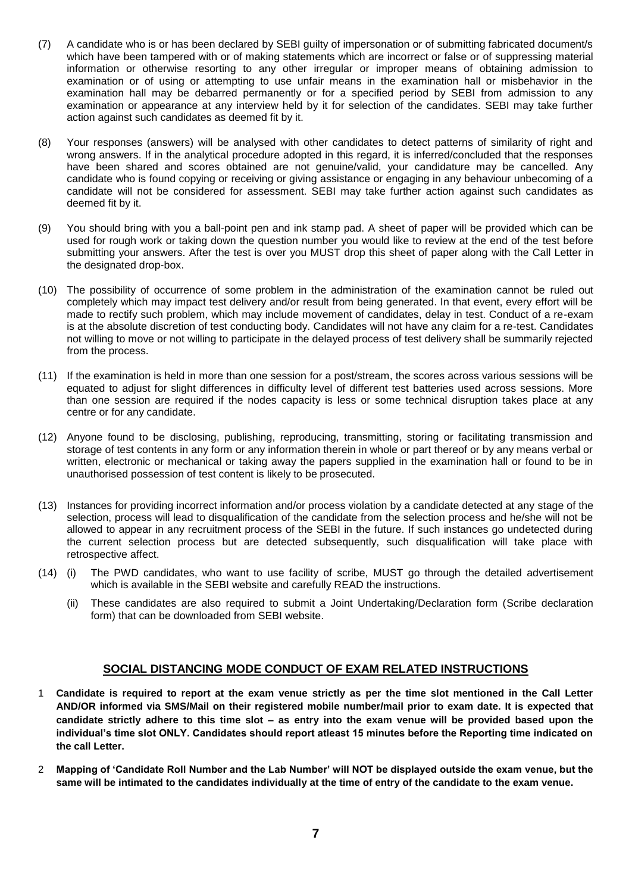(7) A candidate who is or has been declared by SEBI guilty of impersonation or of submitting fabricated document/s which have been tampered with or of making statements which are incorrect or false or of suppressing material information or otherwise resorting to any other irregular or improper means of obtaining admission to examination or of using or attempting to use unfair means in the examination hall or misbehavior in the examination hall may be debarred permanently or for a specified period by SEBI from admission to any examination or appearance at any interview held by it for selection of the candidates. SEBI may take further action against such candidates as deemed fit by it.

(8) Your responses (answers) will be analysed with other candidates to detect patterns of similarity of right and wrong answers. If in the analytical procedure adopted in this regard, it is inferred/concluded that the responses have been shared and scores obtained are not genuine/valid, your candidature may be cancelled. Any candidate who is found copying or receiving or giving assistance or engaging in any behaviour unbecoming of a candidate will not be considered for assessment. SEBI may take further action against such candidates as deemed fit by it.

(9) You should bring with you a ball-point pen and ink stamp pad. A sheet of paper will be provided which can be used for rough work or taking down the question number you would like to review at the end of the test before submitting your answers. After the test is over you MUST drop this sheet of paper along with the Call Letter in the designated drop-box.

(10) The possibility of occurrence of some problem in the administration of the examination cannot be ruled out completely which may impact test delivery and/or result from being generated. In that event, every effort will be made to rectify such problem, which may include movement of candidates, delay in test. Conduct of a re-exam is at the absolute discretion of test conducting body. Candidates will not have any claim for a re-test. Candidates not willing to move or not willing to participate in the delayed process of test delivery shall be summarily rejected from the process.

(11) If the examination is held in more than one session for a post/stream, the scores across various sessions will be equated to adjust for slight differences in difficulty level of different test batteries used across sessions. More than one session are required if the nodes capacity is less or some technical disruption takes place at any centre or for any candidate.

(12) Anyone found to be disclosing, publishing, reproducing, transmitting, storing or facilitating transmission and storage of test contents in any form or any information therein in whole or part thereof or by any means verbal or written, electronic or mechanical or taking away the papers supplied in the examination hall or found to be in unauthorised possession of test content is likely to be prosecuted.

(13) Instances for providing incorrect information and/or process violation by a candidate detected at any stage of the selection, process will lead to disqualification of the candidate from the selection process and he/she will not be allowed to appear in any recruitment process of the SEBI in the future. If such instances go undetected during the current selection process but are detected subsequently, such disqualification will take place with retrospective affect.

(14) (i) The PWD candidates, who want to use facility of scribe, MUST go through the detailed advertisement which is available in the SEBI website and carefully READ the instructions.

(ii) These candidates are also required to submit a Joint Undertaking/Declaration form (Scribe declaration form) that can be downloaded from SEBI website.

## SOCIAL DISTANCING MODE CONDUCT OF EXAM RELATED INSTRUCTIONS

1 **Candidate is required to report at the exam venue strictly as per the time slot mentioned in the Call Letter AND/OR informed via SMS/Mail on their registered mobile number/mail prior to exam date. It is expected that candidate strictly adhere to this time slot – as entry into the exam venue will be provided based upon the individual's time slot ONLY. Candidates should report atleast 15 minutes before the Reporting time indicated on the call Letter.**

2 **Mapping of 'Candidate Roll Number and the Lab Number' will NOT be displayed outside the exam venue, but the same will be intimated to the candidates individually at the time of entry of the candidate to the exam venue.**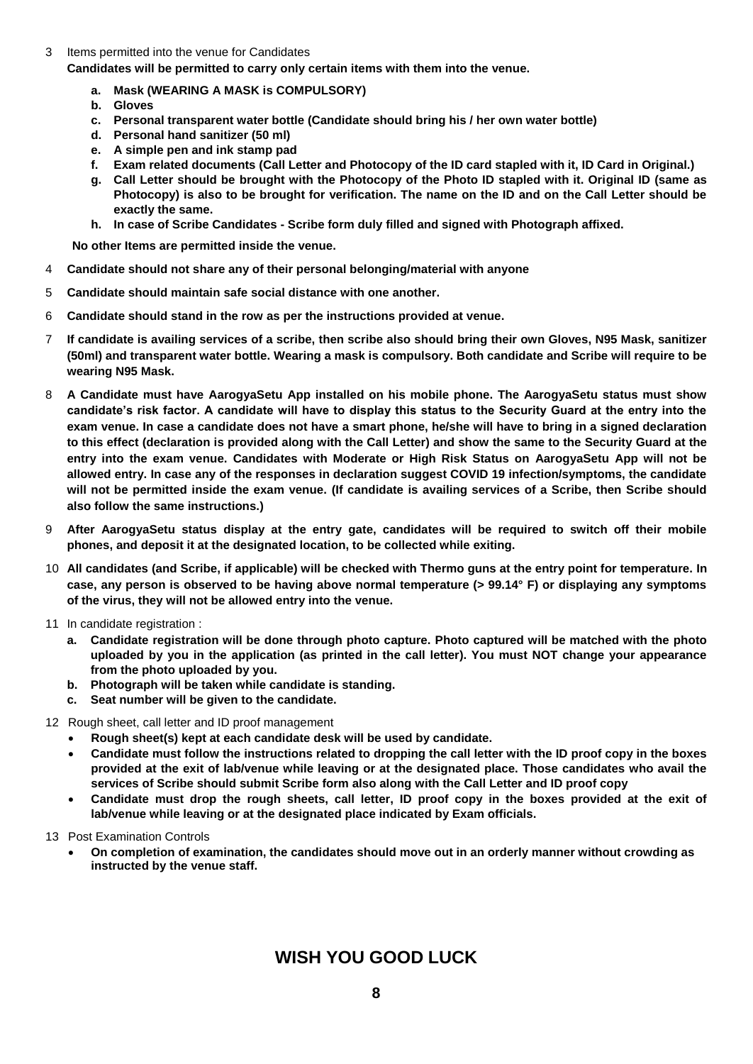3 Items permitted into the venue for Candidates

**Candidates will be permitted to carry only certain items with them into the venue.**

- **a. Mask (WEARING A MASK is COMPULSORY)**
- **b. Gloves**
- **c. Personal transparent water bottle (Candidate should bring his / her own water bottle)**
- **d. Personal hand sanitizer (50 ml)**
- **e. A simple pen and ink stamp pad**
- **f. Exam related documents (Call Letter and Photocopy of the ID card stapled with it, ID Card in Original.)**
- **g. Call Letter should be brought with the Photocopy of the Photo ID stapled with it. Original ID (same as Photocopy) is also to be brought for verification. The name on the ID and on the Call Letter should be exactly the same.**
- **h. In case of Scribe Candidates - Scribe form duly filled and signed with Photograph affixed.**

**No other Items are permitted inside the venue.**

4 **Candidate should not share any of their personal belonging/material with anyone**

5 **Candidate should maintain safe social distance with one another.**

6 **Candidate should stand in the row as per the instructions provided at venue.**

7 **If candidate is availing services of a scribe, then scribe also should bring their own Gloves, N95 Mask, sanitizer (50ml) and transparent water bottle. Wearing a mask is compulsory. Both candidate and Scribe will require to be wearing N95 Mask.**

8 **A Candidate must have AarogyaSetu App installed on his mobile phone. The AarogyaSetu status must show candidate's risk factor. A candidate will have to display this status to the Security Guard at the entry into the exam venue. In case a candidate does not have a smart phone, he/she will have to bring in a signed declaration to this effect (declaration is provided along with the Call Letter) and show the same to the Security Guard at the entry into the exam venue. Candidates with Moderate or High Risk Status on AarogyaSetu App will not be allowed entry. In case any of the responses in declaration suggest COVID 19 infection/symptoms, the candidate will not be permitted inside the exam venue. (If candidate is availing services of a Scribe, then Scribe should also follow the same instructions.)**

9 **After AarogyaSetu status display at the entry gate, candidates will be required to switch off their mobile phones, and deposit it at the designated location, to be collected while exiting.**

10 **All candidates (and Scribe, if applicable) will be checked with Thermo guns at the entry point for temperature. In case, any person is observed to be having above normal temperature (> 99.14° F) or displaying any symptoms of the virus, they will not be allowed entry into the venue.**

11 In candidate registration :

- **a. Candidate registration will be done through photo capture. Photo captured will be matched with the photo uploaded by you in the application (as printed in the call letter). You must NOT change your appearance from the photo uploaded by you.**
- **b. Photograph will be taken while candidate is standing.**
- **c. Seat number will be given to the candidate.**

12 Rough sheet, call letter and ID proof management

- **Rough sheet(s) kept at each candidate desk will be used by candidate.**
- **Candidate must follow the instructions related to dropping the call letter with the ID proof copy in the boxes provided at the exit of lab/venue while leaving or at the designated place. Those candidates who avail the services of Scribe should submit Scribe form also along with the Call Letter and ID proof copy**
- **Candidate must drop the rough sheets, call letter, ID proof copy in the boxes provided at the exit of lab/venue while leaving or at the designated place indicated by Exam officials.**

13 Post Examination Controls

- **On completion of examination, the candidates should move out in an orderly manner without crowding as instructed by the venue staff.**

## WISH YOU GOOD LUCK